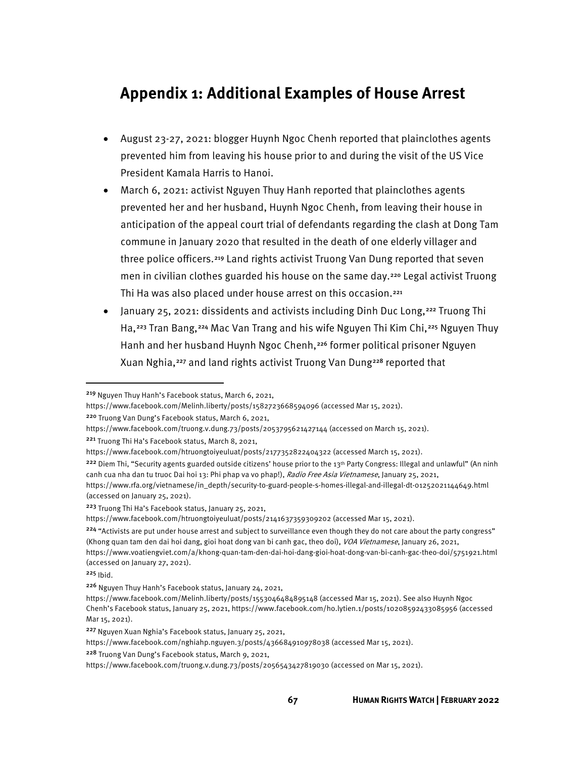## Appendix 1: Additional Examples of House Arrest

- August 23-27, 2021: blogger Huynh Ngoc Chenh reported that plainclothes agents prevented him from leaving his house prior to and during the visit of the US Vice President Kamala Harris to Hanoi.
- March 6, 2021: activist Nguyen Thuy Hanh reported that plainclothes agents prevented her and her husband, Huynh Ngoc Chenh, from leaving their house in anticipation of the appeal court trial of defendants regarding the clash at Dong Tam commune in January 2020 that resulted in the death of one elderly villager and three police officers.[219] Land rights activist Truong Van Dung reported that seven men in civilian clothes guarded his house on the same day.[220] Legal activist Truong Thi Ha was also placed under house arrest on this occasion.[221]
- January 25, 2021: dissidents and activists including Dinh Duc Long,[222] Truong Thi Ha,[223] Tran Bang,[224] Mac Van Trang and his wife Nguyen Thi Kim Chi,[225] Nguyen Thuy Hanh and her husband Huynh Ngoc Chenh,[226] former political prisoner Nguyen Xuan Nghia,[227] and land rights activist Truong Van Dung[228] reported that

---

[219] Nguyen Thuy Hanh's Facebook status, March 6, 2021, https://www.facebook.com/Melinh.liberty/posts/1582723668594096 (accessed Mar 15, 2021).

[220] Truong Van Dung's Facebook status, March 6, 2021, https://www.facebook.com/truong.v.dung.73/posts/2053795621427144 (accessed on March 15, 2021).

[221] Truong Thi Ha's Facebook status, March 8, 2021, https://www.facebook.com/htruongtoiyeuluat/posts/2177352822404322 (accessed March 15, 2021).

[222] Diem Thi, "Security agents guarded outside citizens' house prior to the 13th Party Congress: Illegal and unlawful" (An ninh canh cua nha dan tu truoc Dai hoi 13: Phi phap va vo phap!), *Radio Free Asia Vietnamese*, January 25, 2021, https://www.rfa.org/vietnamese/in_depth/security-to-guard-people-s-homes-illegal-and-illegal-dt-01252021144649.html (accessed on January 25, 2021).

[223] Truong Thi Ha's Facebook status, January 25, 2021, https://www.facebook.com/htruongtoiyeuluat/posts/2141637359309202 (accessed Mar 15, 2021).

[224] "Activists are put under house arrest and subject to surveillance even though they do not care about the party congress" (Khong quan tam den dai hoi dang, gioi hoat dong van bi canh gac, theo doi), *VOA Vietnamese*, January 26, 2021, https://www.voatiengviet.com/a/khong-quan-tam-den-dai-hoi-dang-gioi-hoat-dong-van-bi-canh-gac-theo-doi/5751921.html (accessed on January 27, 2021).

[225] Ibid.

[226] Nguyen Thuy Hanh's Facebook status, January 24, 2021, https://www.facebook.com/Melinh.liberty/posts/1553046484895148 (accessed Mar 15, 2021). See also Huynh Ngoc Chenh's Facebook status, January 25, 2021, https://www.facebook.com/ho.lytien.1/posts/10208592433085956 (accessed Mar 15, 2021).

[227] Nguyen Xuan Nghia's Facebook status, January 25, 2021, https://www.facebook.com/nghiahp.nguyen.3/posts/436684910978038 (accessed Mar 15, 2021).

[228] Truong Van Dung's Facebook status, March 9, 2021, https://www.facebook.com/truong.v.dung.73/posts/2056543427819030 (accessed on Mar 15, 2021).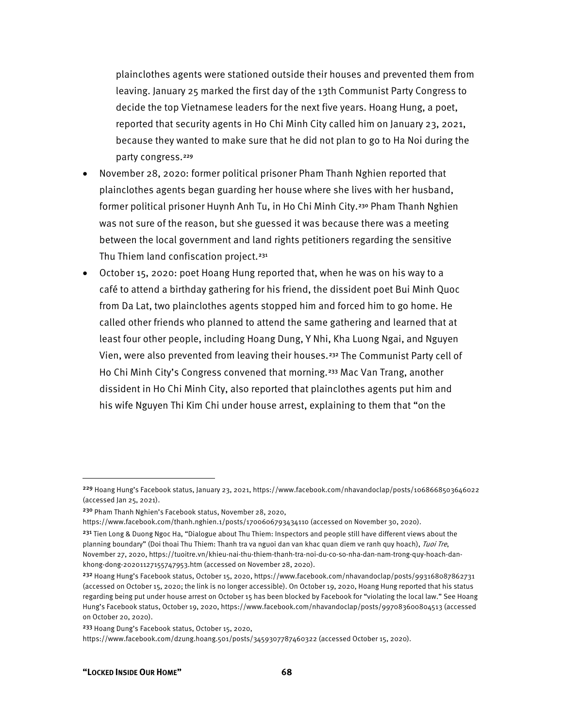plainclothes agents were stationed outside their houses and prevented them from leaving. January 25 marked the first day of the 13th Communist Party Congress to decide the top Vietnamese leaders for the next five years. Hoang Hung, a poet, reported that security agents in Ho Chi Minh City called him on January 23, 2021, because they wanted to make sure that he did not plan to go to Ha Noi during the party congress.[229]

- November 28, 2020: former political prisoner Pham Thanh Nghien reported that plainclothes agents began guarding her house where she lives with her husband, former political prisoner Huynh Anh Tu, in Ho Chi Minh City.[230] Pham Thanh Nghien was not sure of the reason, but she guessed it was because there was a meeting between the local government and land rights petitioners regarding the sensitive Thu Thiem land confiscation project.[231]
- October 15, 2020: poet Hoang Hung reported that, when he was on his way to a café to attend a birthday gathering for his friend, the dissident poet Bui Minh Quoc from Da Lat, two plainclothes agents stopped him and forced him to go home. He called other friends who planned to attend the same gathering and learned that at least four other people, including Hoang Dung, Y Nhi, Kha Luong Ngai, and Nguyen Vien, were also prevented from leaving their houses.[232] The Communist Party cell of Ho Chi Minh City's Congress convened that morning.[233] Mac Van Trang, another dissident in Ho Chi Minh City, also reported that plainclothes agents put him and his wife Nguyen Thi Kim Chi under house arrest, explaining to them that "on the

---

[229] Hoang Hung's Facebook status, January 23, 2021, https://www.facebook.com/nhavandoclap/posts/1068668503646022 (accessed Jan 25, 2021).

[230] Pham Thanh Nghien's Facebook status, November 28, 2020, https://www.facebook.com/thanh.nghien.1/posts/1700606793434110 (accessed on November 30, 2020).

[231] Tien Long & Duong Ngoc Ha, "Dialogue about Thu Thiem: Inspectors and people still have different views about the planning boundary" (Doi thoai Thu Thiem: Thanh tra va nguoi dan van khac quan diem ve ranh quy hoach), *Tuoi Tre*, November 27, 2020, https://tuoitre.vn/khieu-nai-thu-thiem-thanh-tra-noi-du-co-so-nha-dan-nam-trong-quy-hoach-dan-khong-dong-20201127155747953.htm (accessed on November 28, 2020).

[232] Hoang Hung's Facebook status, October 15, 2020, https://www.facebook.com/nhavandoclap/posts/993168087862731 (accessed on October 15, 2020; the link is no longer accessible). On October 19, 2020, Hoang Hung reported that his status regarding being put under house arrest on October 15 has been blocked by Facebook for "violating the local law." See Hoang Hung's Facebook status, October 19, 2020, https://www.facebook.com/nhavandoclap/posts/997083600804513 (accessed on October 20, 2020).

[233] Hoang Dung's Facebook status, October 15, 2020, https://www.facebook.com/dzung.hoang.501/posts/3459307787460322 (accessed October 15, 2020).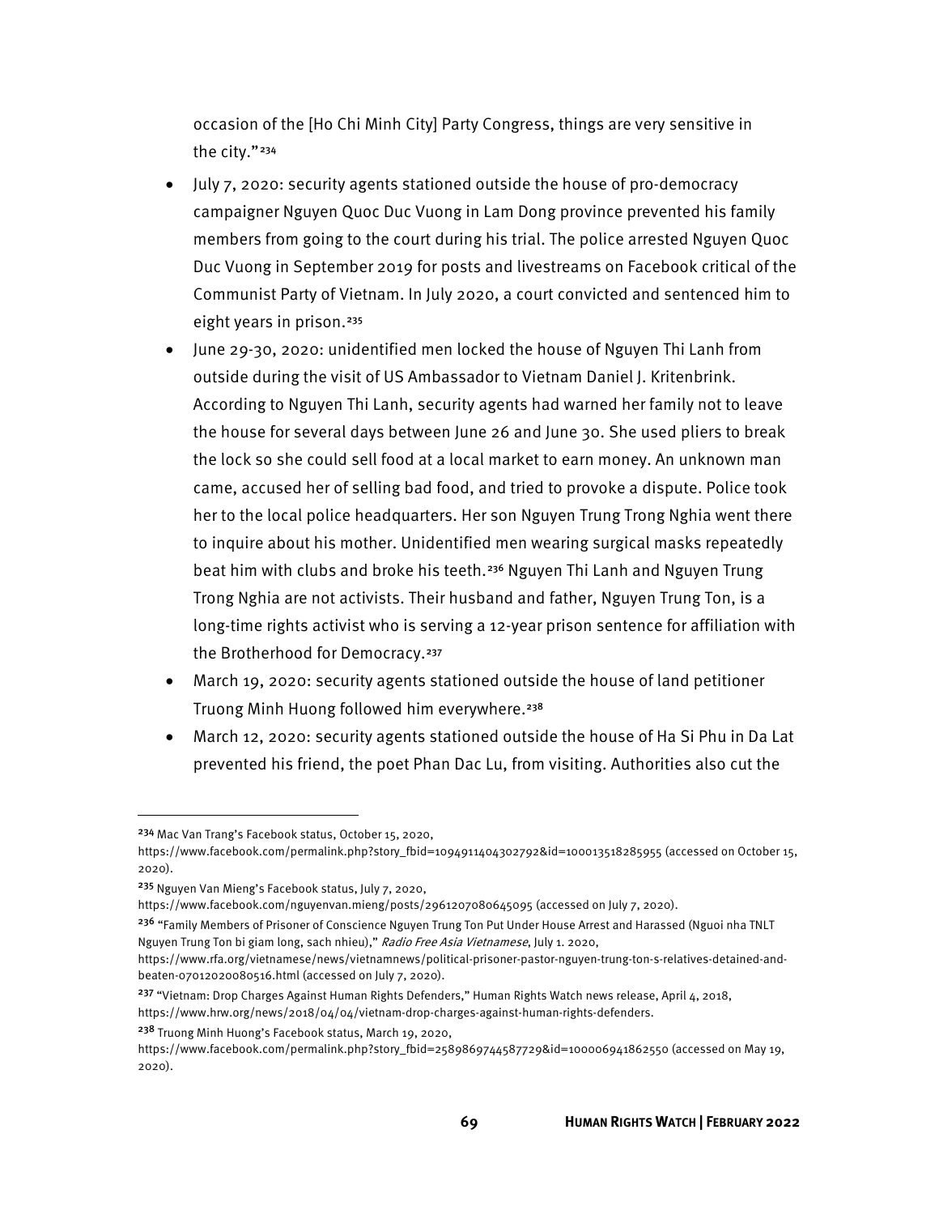occasion of the [Ho Chi Minh City] Party Congress, things are very sensitive in the city."[234]

- July 7, 2020: security agents stationed outside the house of pro-democracy campaigner Nguyen Quoc Duc Vuong in Lam Dong province prevented his family members from going to the court during his trial. The police arrested Nguyen Quoc Duc Vuong in September 2019 for posts and livestreams on Facebook critical of the Communist Party of Vietnam. In July 2020, a court convicted and sentenced him to eight years in prison.[235]
- June 29-30, 2020: unidentified men locked the house of Nguyen Thi Lanh from outside during the visit of US Ambassador to Vietnam Daniel J. Kritenbrink. According to Nguyen Thi Lanh, security agents had warned her family not to leave the house for several days between June 26 and June 30. She used pliers to break the lock so she could sell food at a local market to earn money. An unknown man came, accused her of selling bad food, and tried to provoke a dispute. Police took her to the local police headquarters. Her son Nguyen Trung Trong Nghia went there to inquire about his mother. Unidentified men wearing surgical masks repeatedly beat him with clubs and broke his teeth.[236] Nguyen Thi Lanh and Nguyen Trung Trong Nghia are not activists. Their husband and father, Nguyen Trung Ton, is a long-time rights activist who is serving a 12-year prison sentence for affiliation with the Brotherhood for Democracy.[237]
- March 19, 2020: security agents stationed outside the house of land petitioner Truong Minh Huong followed him everywhere.[238]
- March 12, 2020: security agents stationed outside the house of Ha Si Phu in Da Lat prevented his friend, the poet Phan Dac Lu, from visiting. Authorities also cut the

---

[234] Mac Van Trang's Facebook status, October 15, 2020, https://www.facebook.com/permalink.php?story_fbid=1094911404302792&id=100013518285955 (accessed on October 15, 2020).

[235] Nguyen Van Mieng's Facebook status, July 7, 2020, https://www.facebook.com/nguyenvan.mieng/posts/2961207080645095 (accessed on July 7, 2020).

[236] "Family Members of Prisoner of Conscience Nguyen Trung Ton Put Under House Arrest and Harassed (Nguoi nha TNLT Nguyen Trung Ton bi giam long, sach nhieu)," *Radio Free Asia Vietnamese*, July 1. 2020, https://www.rfa.org/vietnamese/news/vietnamnews/political-prisoner-pastor-nguyen-trung-ton-s-relatives-detained-and-beaten-07012020080516.html (accessed on July 7, 2020).

[237] "Vietnam: Drop Charges Against Human Rights Defenders," Human Rights Watch news release, April 4, 2018, https://www.hrw.org/news/2018/04/04/vietnam-drop-charges-against-human-rights-defenders.

[238] Truong Minh Huong's Facebook status, March 19, 2020, https://www.facebook.com/permalink.php?story_fbid=2589869744587729&id=100006941862550 (accessed on May 19, 2020).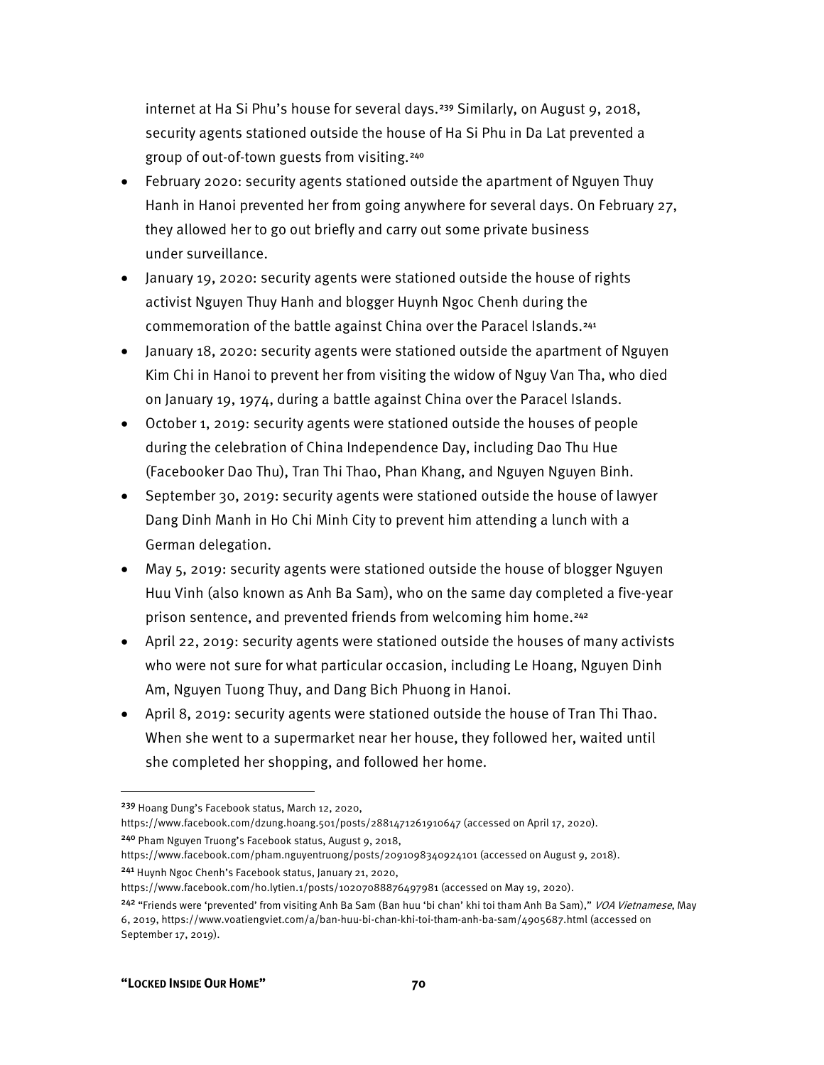internet at Ha Si Phu's house for several days.[239] Similarly, on August 9, 2018, security agents stationed outside the house of Ha Si Phu in Da Lat prevented a group of out-of-town guests from visiting.[240]

- February 2020: security agents stationed outside the apartment of Nguyen Thuy Hanh in Hanoi prevented her from going anywhere for several days. On February 27, they allowed her to go out briefly and carry out some private business under surveillance.
- January 19, 2020: security agents were stationed outside the house of rights activist Nguyen Thuy Hanh and blogger Huynh Ngoc Chenh during the commemoration of the battle against China over the Paracel Islands.[241]
- January 18, 2020: security agents were stationed outside the apartment of Nguyen Kim Chi in Hanoi to prevent her from visiting the widow of Nguy Van Tha, who died on January 19, 1974, during a battle against China over the Paracel Islands.
- October 1, 2019: security agents were stationed outside the houses of people during the celebration of China Independence Day, including Dao Thu Hue (Facebooker Dao Thu), Tran Thi Thao, Phan Khang, and Nguyen Nguyen Binh.
- September 30, 2019: security agents were stationed outside the house of lawyer Dang Dinh Manh in Ho Chi Minh City to prevent him attending a lunch with a German delegation.
- May 5, 2019: security agents were stationed outside the house of blogger Nguyen Huu Vinh (also known as Anh Ba Sam), who on the same day completed a five-year prison sentence, and prevented friends from welcoming him home.[242]
- April 22, 2019: security agents were stationed outside the houses of many activists who were not sure for what particular occasion, including Le Hoang, Nguyen Dinh Am, Nguyen Tuong Thuy, and Dang Bich Phuong in Hanoi.
- April 8, 2019: security agents were stationed outside the house of Tran Thi Thao. When she went to a supermarket near her house, they followed her, waited until she completed her shopping, and followed her home.

---

[239] Hoang Dung's Facebook status, March 12, 2020, https://www.facebook.com/dzung.hoang.501/posts/2881471261910647 (accessed on April 17, 2020).

[240] Pham Nguyen Truong's Facebook status, August 9, 2018, https://www.facebook.com/pham.nguyentruong/posts/2091098340924101 (accessed on August 9, 2018).

[241] Huynh Ngoc Chenh's Facebook status, January 21, 2020, https://www.facebook.com/ho.lytien.1/posts/10207088876497981 (accessed on May 19, 2020).

[242] "Friends were 'prevented' from visiting Anh Ba Sam (Ban huu 'bi chan' khi toi tham Anh Ba Sam)," *VOA Vietnamese*, May 6, 2019, https://www.voatiengviet.com/a/ban-huu-bi-chan-khi-toi-tham-anh-ba-sam/4905687.html (accessed on September 17, 2019).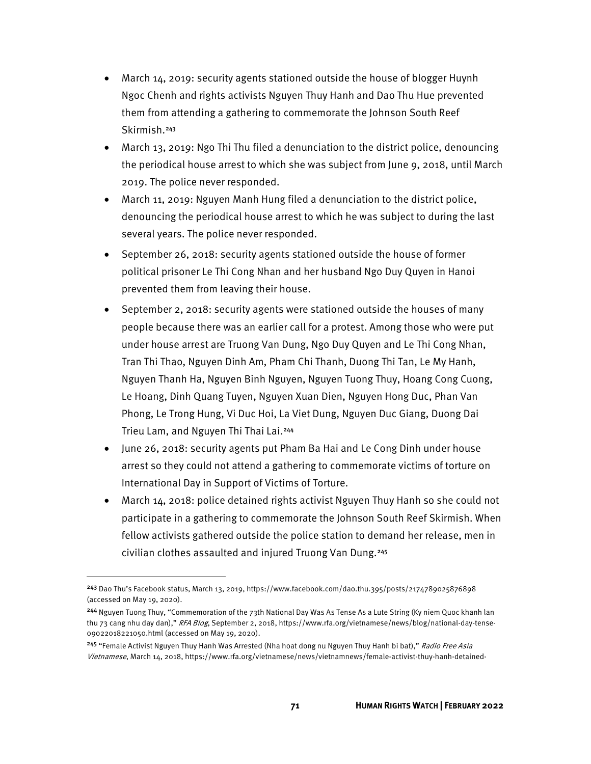- March 14, 2019: security agents stationed outside the house of blogger Huynh Ngoc Chenh and rights activists Nguyen Thuy Hanh and Dao Thu Hue prevented them from attending a gathering to commemorate the Johnson South Reef Skirmish.[243]
- March 13, 2019: Ngo Thi Thu filed a denunciation to the district police, denouncing the periodical house arrest to which she was subject from June 9, 2018, until March 2019. The police never responded.
- March 11, 2019: Nguyen Manh Hung filed a denunciation to the district police, denouncing the periodical house arrest to which he was subject to during the last several years. The police never responded.
- September 26, 2018: security agents stationed outside the house of former political prisoner Le Thi Cong Nhan and her husband Ngo Duy Quyen in Hanoi prevented them from leaving their house.
- September 2, 2018: security agents were stationed outside the houses of many people because there was an earlier call for a protest. Among those who were put under house arrest are Truong Van Dung, Ngo Duy Quyen and Le Thi Cong Nhan, Tran Thi Thao, Nguyen Dinh Am, Pham Chi Thanh, Duong Thi Tan, Le My Hanh, Nguyen Thanh Ha, Nguyen Binh Nguyen, Nguyen Tuong Thuy, Hoang Cong Cuong, Le Hoang, Dinh Quang Tuyen, Nguyen Xuan Dien, Nguyen Hong Duc, Phan Van Phong, Le Trong Hung, Vi Duc Hoi, La Viet Dung, Nguyen Duc Giang, Duong Dai Trieu Lam, and Nguyen Thi Thai Lai.[244]
- June 26, 2018: security agents put Pham Ba Hai and Le Cong Dinh under house arrest so they could not attend a gathering to commemorate victims of torture on International Day in Support of Victims of Torture.
- March 14, 2018: police detained rights activist Nguyen Thuy Hanh so she could not participate in a gathering to commemorate the Johnson South Reef Skirmish. When fellow activists gathered outside the police station to demand her release, men in civilian clothes assaulted and injured Truong Van Dung.[245]

---

[243] Dao Thu's Facebook status, March 13, 2019, https://www.facebook.com/dao.thu.395/posts/2174789025876898 (accessed on May 19, 2020).

[244] Nguyen Tuong Thuy, "Commemoration of the 73th National Day Was As Tense As a Lute String (Ky niem Quoc khanh lan thu 73 cang nhu day dan)," *RFA Blog*, September 2, 2018, https://www.rfa.org/vietnamese/news/blog/national-day-tense-09022018221050.html (accessed on May 19, 2020).

[245] "Female Activist Nguyen Thuy Hanh Was Arrested (Nha hoat dong nu Nguyen Thuy Hanh bi bat)," *Radio Free Asia Vietnamese*, March 14, 2018, https://www.rfa.org/vietnamese/news/vietnamnews/female-activist-thuy-hanh-detained-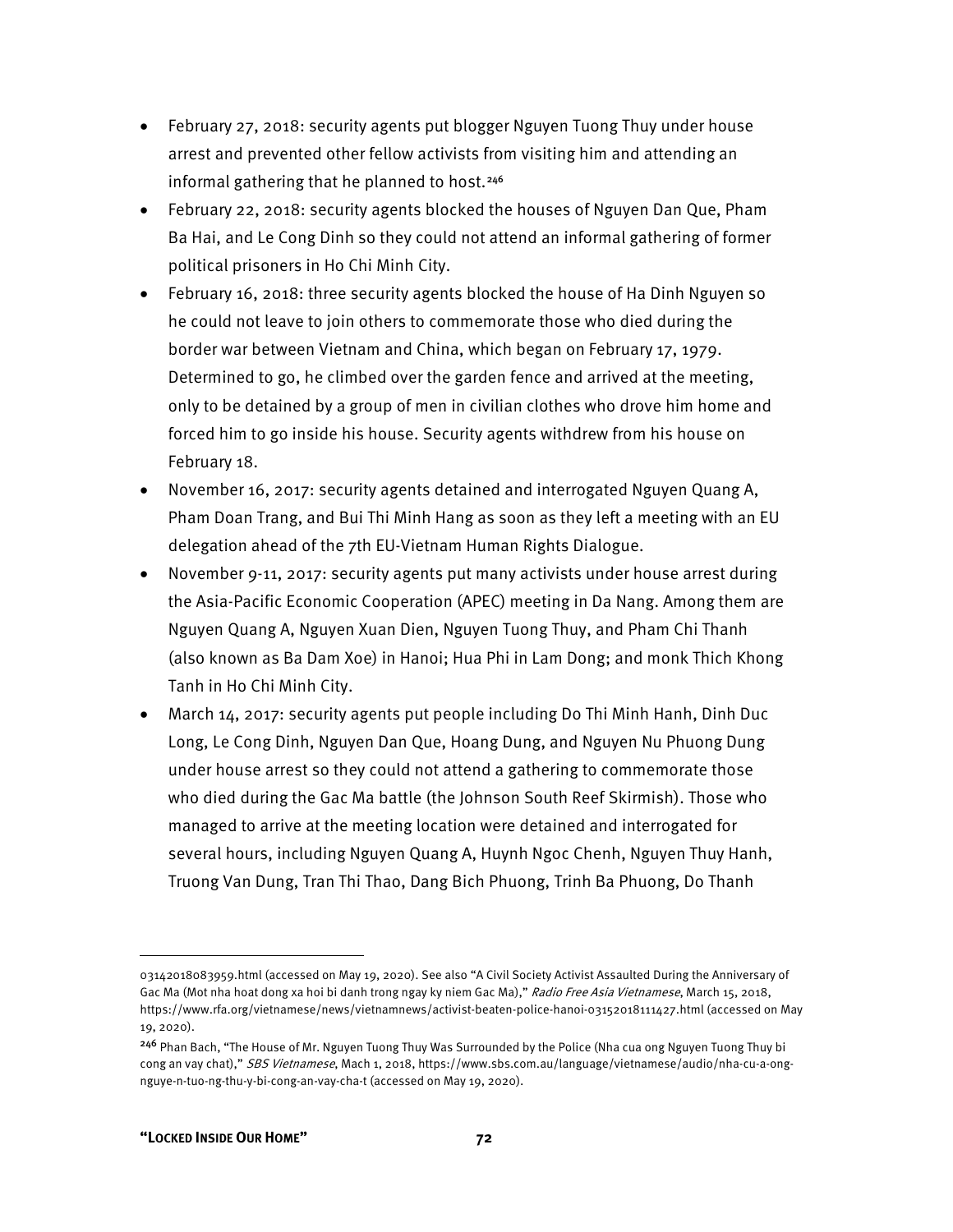- February 27, 2018: security agents put blogger Nguyen Tuong Thuy under house arrest and prevented other fellow activists from visiting him and attending an informal gathering that he planned to host.[246]
- February 22, 2018: security agents blocked the houses of Nguyen Dan Que, Pham Ba Hai, and Le Cong Dinh so they could not attend an informal gathering of former political prisoners in Ho Chi Minh City.
- February 16, 2018: three security agents blocked the house of Ha Dinh Nguyen so he could not leave to join others to commemorate those who died during the border war between Vietnam and China, which began on February 17, 1979. Determined to go, he climbed over the garden fence and arrived at the meeting, only to be detained by a group of men in civilian clothes who drove him home and forced him to go inside his house. Security agents withdrew from his house on February 18.
- November 16, 2017: security agents detained and interrogated Nguyen Quang A, Pham Doan Trang, and Bui Thi Minh Hang as soon as they left a meeting with an EU delegation ahead of the 7th EU-Vietnam Human Rights Dialogue.
- November 9-11, 2017: security agents put many activists under house arrest during the Asia-Pacific Economic Cooperation (APEC) meeting in Da Nang. Among them are Nguyen Quang A, Nguyen Xuan Dien, Nguyen Tuong Thuy, and Pham Chi Thanh (also known as Ba Dam Xoe) in Hanoi; Hua Phi in Lam Dong; and monk Thich Khong Tanh in Ho Chi Minh City.
- March 14, 2017: security agents put people including Do Thi Minh Hanh, Dinh Duc Long, Le Cong Dinh, Nguyen Dan Que, Hoang Dung, and Nguyen Nu Phuong Dung under house arrest so they could not attend a gathering to commemorate those who died during the Gac Ma battle (the Johnson South Reef Skirmish). Those who managed to arrive at the meeting location were detained and interrogated for several hours, including Nguyen Quang A, Huynh Ngoc Chenh, Nguyen Thuy Hanh, Truong Van Dung, Tran Thi Thao, Dang Bich Phuong, Trinh Ba Phuong, Do Thanh

---

03142018083959.html (accessed on May 19, 2020). See also "A Civil Society Activist Assaulted During the Anniversary of Gac Ma (Mot nha hoat dong xa hoi bi danh trong ngay ky niem Gac Ma)," *Radio Free Asia Vietnamese*, March 15, 2018, https://www.rfa.org/vietnamese/news/vietnamnews/activist-beaten-police-hanoi-03152018111427.html (accessed on May 19, 2020).

[246] Phan Bach, "The House of Mr. Nguyen Tuong Thuy Was Surrounded by the Police (Nha cua ong Nguyen Tuong Thuy bi cong an vay chat)," *SBS Vietnamese*, Mach 1, 2018, https://www.sbs.com.au/language/vietnamese/audio/nha-cu-a-ong-nguye-n-tuo-ng-thu-y-bi-cong-an-vay-cha-t (accessed on May 19, 2020).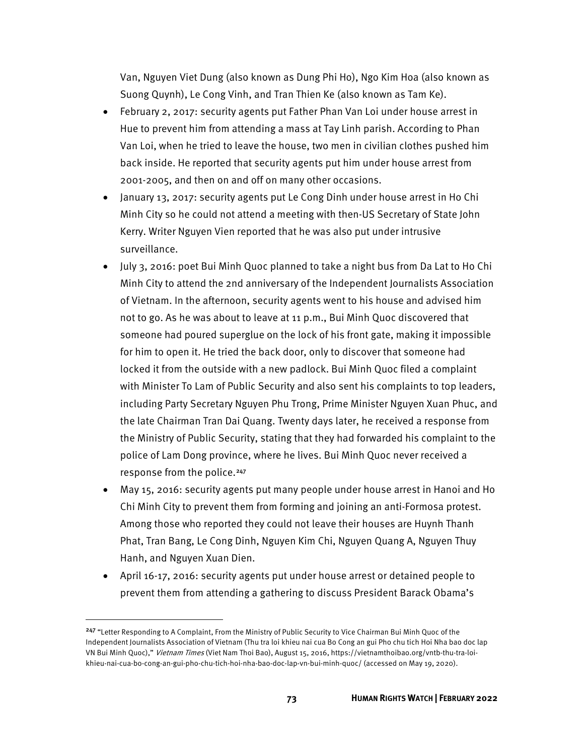Van, Nguyen Viet Dung (also known as Dung Phi Ho), Ngo Kim Hoa (also known as Suong Quynh), Le Cong Vinh, and Tran Thien Ke (also known as Tam Ke).

- February 2, 2017: security agents put Father Phan Van Loi under house arrest in Hue to prevent him from attending a mass at Tay Linh parish. According to Phan Van Loi, when he tried to leave the house, two men in civilian clothes pushed him back inside. He reported that security agents put him under house arrest from 2001-2005, and then on and off on many other occasions.
- January 13, 2017: security agents put Le Cong Dinh under house arrest in Ho Chi Minh City so he could not attend a meeting with then-US Secretary of State John Kerry. Writer Nguyen Vien reported that he was also put under intrusive surveillance.
- July 3, 2016: poet Bui Minh Quoc planned to take a night bus from Da Lat to Ho Chi Minh City to attend the 2nd anniversary of the Independent Journalists Association of Vietnam. In the afternoon, security agents went to his house and advised him not to go. As he was about to leave at 11 p.m., Bui Minh Quoc discovered that someone had poured superglue on the lock of his front gate, making it impossible for him to open it. He tried the back door, only to discover that someone had locked it from the outside with a new padlock. Bui Minh Quoc filed a complaint with Minister To Lam of Public Security and also sent his complaints to top leaders, including Party Secretary Nguyen Phu Trong, Prime Minister Nguyen Xuan Phuc, and the late Chairman Tran Dai Quang. Twenty days later, he received a response from the Ministry of Public Security, stating that they had forwarded his complaint to the police of Lam Dong province, where he lives. Bui Minh Quoc never received a response from the police.[247]
- May 15, 2016: security agents put many people under house arrest in Hanoi and Ho Chi Minh City to prevent them from forming and joining an anti-Formosa protest. Among those who reported they could not leave their houses are Huynh Thanh Phat, Tran Bang, Le Cong Dinh, Nguyen Kim Chi, Nguyen Quang A, Nguyen Thuy Hanh, and Nguyen Xuan Dien.
- April 16-17, 2016: security agents put under house arrest or detained people to prevent them from attending a gathering to discuss President Barack Obama's

---

[247] "Letter Responding to A Complaint, From the Ministry of Public Security to Vice Chairman Bui Minh Quoc of the Independent Journalists Association of Vietnam (Thu tra loi khieu nai cua Bo Cong an gui Pho chu tich Hoi Nha bao doc lap VN Bui Minh Quoc)," *Vietnam Times* (Viet Nam Thoi Bao), August 15, 2016, https://vietnamthoibao.org/vntb-thu-tra-loi-khieu-nai-cua-bo-cong-an-gui-pho-chu-tich-hoi-nha-bao-doc-lap-vn-bui-minh-quoc/ (accessed on May 19, 2020).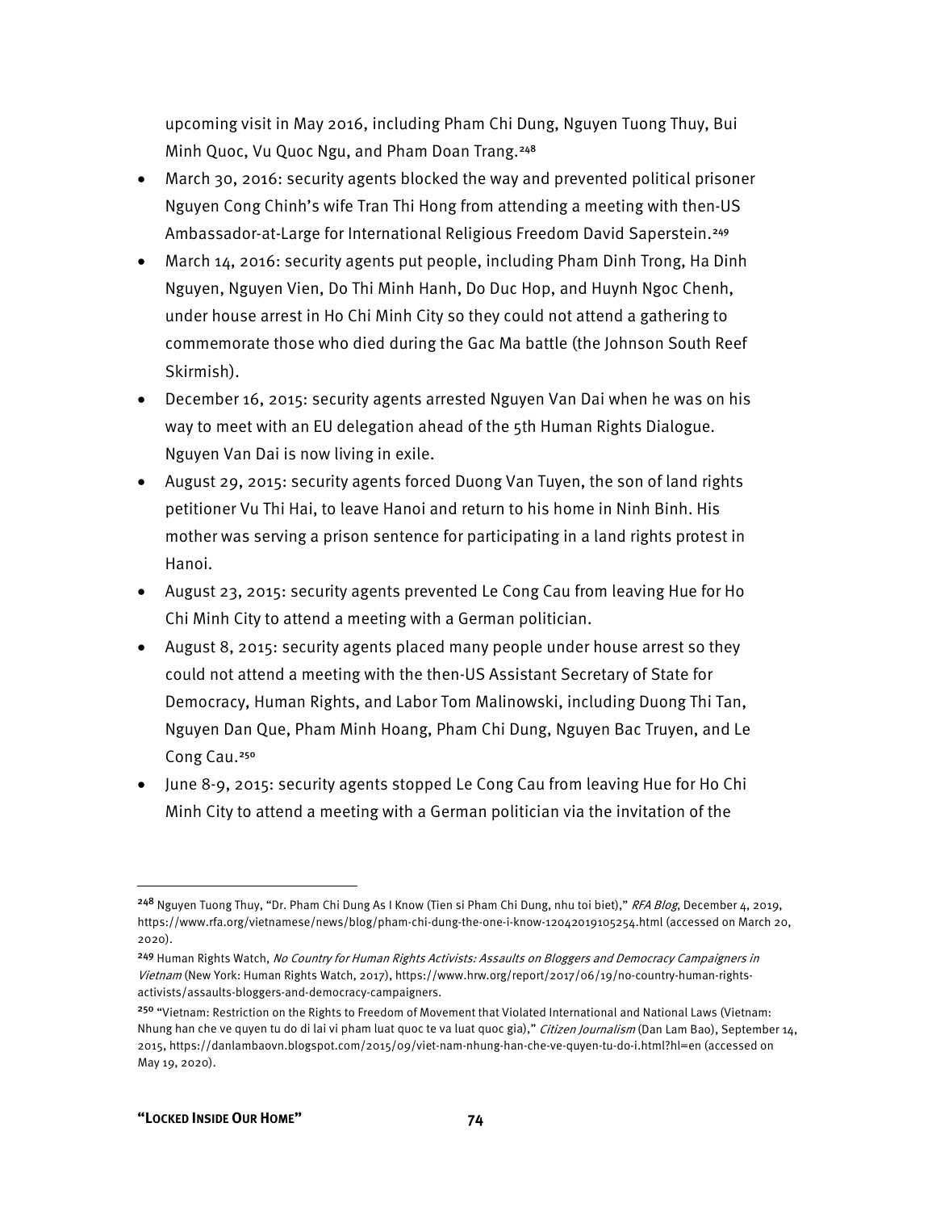upcoming visit in May 2016, including Pham Chi Dung, Nguyen Tuong Thuy, Bui Minh Quoc, Vu Quoc Ngu, and Pham Doan Trang.[248]

- March 30, 2016: security agents blocked the way and prevented political prisoner Nguyen Cong Chinh's wife Tran Thi Hong from attending a meeting with then-US Ambassador-at-Large for International Religious Freedom David Saperstein.[249]
- March 14, 2016: security agents put people, including Pham Dinh Trong, Ha Dinh Nguyen, Nguyen Vien, Do Thi Minh Hanh, Do Duc Hop, and Huynh Ngoc Chenh, under house arrest in Ho Chi Minh City so they could not attend a gathering to commemorate those who died during the Gac Ma battle (the Johnson South Reef Skirmish).
- December 16, 2015: security agents arrested Nguyen Van Dai when he was on his way to meet with an EU delegation ahead of the 5th Human Rights Dialogue. Nguyen Van Dai is now living in exile.
- August 29, 2015: security agents forced Duong Van Tuyen, the son of land rights petitioner Vu Thi Hai, to leave Hanoi and return to his home in Ninh Binh. His mother was serving a prison sentence for participating in a land rights protest in Hanoi.
- August 23, 2015: security agents prevented Le Cong Cau from leaving Hue for Ho Chi Minh City to attend a meeting with a German politician.
- August 8, 2015: security agents placed many people under house arrest so they could not attend a meeting with the then-US Assistant Secretary of State for Democracy, Human Rights, and Labor Tom Malinowski, including Duong Thi Tan, Nguyen Dan Que, Pham Minh Hoang, Pham Chi Dung, Nguyen Bac Truyen, and Le Cong Cau.[250]
- June 8-9, 2015: security agents stopped Le Cong Cau from leaving Hue for Ho Chi Minh City to attend a meeting with a German politician via the invitation of the

---

[248] Nguyen Tuong Thuy, "Dr. Pham Chi Dung As I Know (Tien si Pham Chi Dung, nhu toi biet)," *RFA Blog*, December 4, 2019, https://www.rfa.org/vietnamese/news/blog/pham-chi-dung-the-one-i-know-12042019105254.html (accessed on March 20, 2020).

[249] Human Rights Watch, *No Country for Human Rights Activists: Assaults on Bloggers and Democracy Campaigners in Vietnam* (New York: Human Rights Watch, 2017), https://www.hrw.org/report/2017/06/19/no-country-human-rights-activists/assaults-bloggers-and-democracy-campaigners.

[250] "Vietnam: Restriction on the Rights to Freedom of Movement that Violated International and National Laws (Vietnam: Nhung han che ve quyen tu do di lai vi pham luat quoc te va luat quoc gia)," *Citizen Journalism* (Dan Lam Bao), September 14, 2015, https://danlambaovn.blogspot.com/2015/09/viet-nam-nhung-han-che-ve-quyen-tu-do-i.html?hl=en (accessed on May 19, 2020).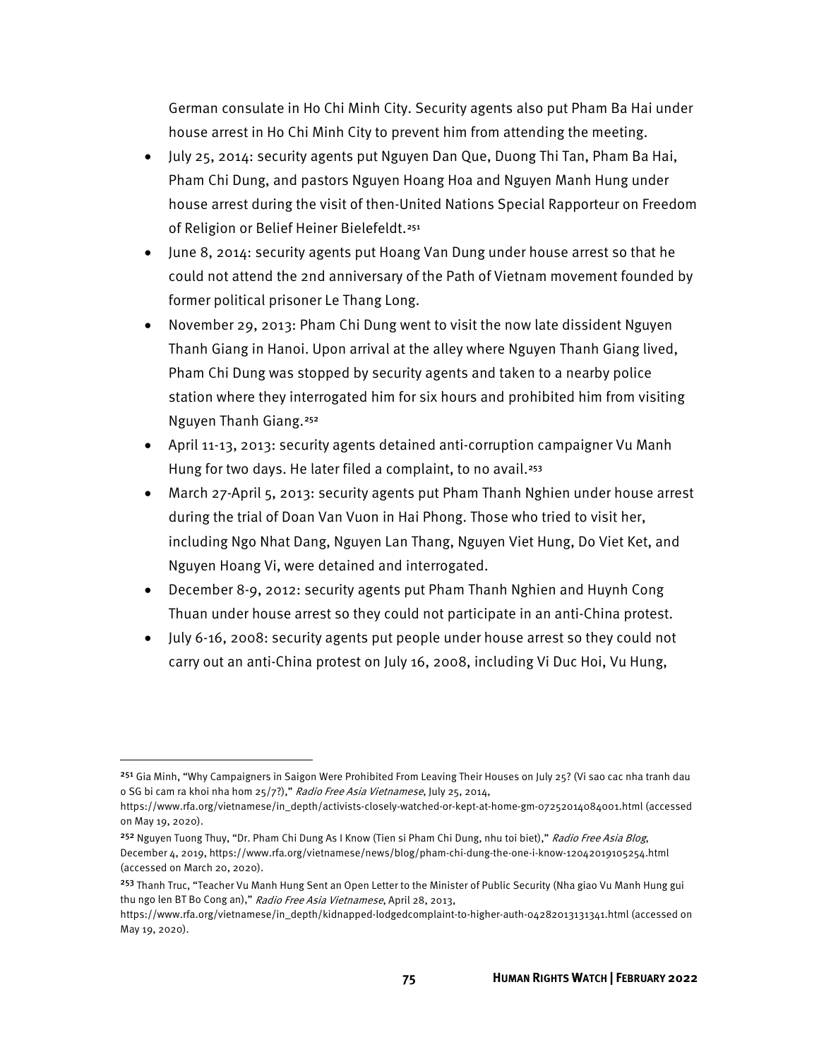German consulate in Ho Chi Minh City. Security agents also put Pham Ba Hai under house arrest in Ho Chi Minh City to prevent him from attending the meeting.

- July 25, 2014: security agents put Nguyen Dan Que, Duong Thi Tan, Pham Ba Hai, Pham Chi Dung, and pastors Nguyen Hoang Hoa and Nguyen Manh Hung under house arrest during the visit of then-United Nations Special Rapporteur on Freedom of Religion or Belief Heiner Bielefeldt.[251]
- June 8, 2014: security agents put Hoang Van Dung under house arrest so that he could not attend the 2nd anniversary of the Path of Vietnam movement founded by former political prisoner Le Thang Long.
- November 29, 2013: Pham Chi Dung went to visit the now late dissident Nguyen Thanh Giang in Hanoi. Upon arrival at the alley where Nguyen Thanh Giang lived, Pham Chi Dung was stopped by security agents and taken to a nearby police station where they interrogated him for six hours and prohibited him from visiting Nguyen Thanh Giang.[252]
- April 11-13, 2013: security agents detained anti-corruption campaigner Vu Manh Hung for two days. He later filed a complaint, to no avail.[253]
- March 27-April 5, 2013: security agents put Pham Thanh Nghien under house arrest during the trial of Doan Van Vuon in Hai Phong. Those who tried to visit her, including Ngo Nhat Dang, Nguyen Lan Thang, Nguyen Viet Hung, Do Viet Ket, and Nguyen Hoang Vi, were detained and interrogated.
- December 8-9, 2012: security agents put Pham Thanh Nghien and Huynh Cong Thuan under house arrest so they could not participate in an anti-China protest.
- July 6-16, 2008: security agents put people under house arrest so they could not carry out an anti-China protest on July 16, 2008, including Vi Duc Hoi, Vu Hung,

---

[251] Gia Minh, "Why Campaigners in Saigon Were Prohibited From Leaving Their Houses on July 25? (Vi sao cac nha tranh dau o SG bi cam ra khoi nha hom 25/7?)," *Radio Free Asia Vietnamese*, July 25, 2014, https://www.rfa.org/vietnamese/in_depth/activists-closely-watched-or-kept-at-home-gm-07252014084001.html (accessed on May 19, 2020).

[252] Nguyen Tuong Thuy, "Dr. Pham Chi Dung As I Know (Tien si Pham Chi Dung, nhu toi biet)," *Radio Free Asia Blog*, December 4, 2019, https://www.rfa.org/vietnamese/news/blog/pham-chi-dung-the-one-i-know-12042019105254.html (accessed on March 20, 2020).

[253] Thanh Truc, "Teacher Vu Manh Hung Sent an Open Letter to the Minister of Public Security (Nha giao Vu Manh Hung gui thu ngo len BT Bo Cong an)," *Radio Free Asia Vietnamese*, April 28, 2013, https://www.rfa.org/vietnamese/in_depth/kidnapped-lodgedcomplaint-to-higher-auth-04282013131341.html (accessed on May 19, 2020).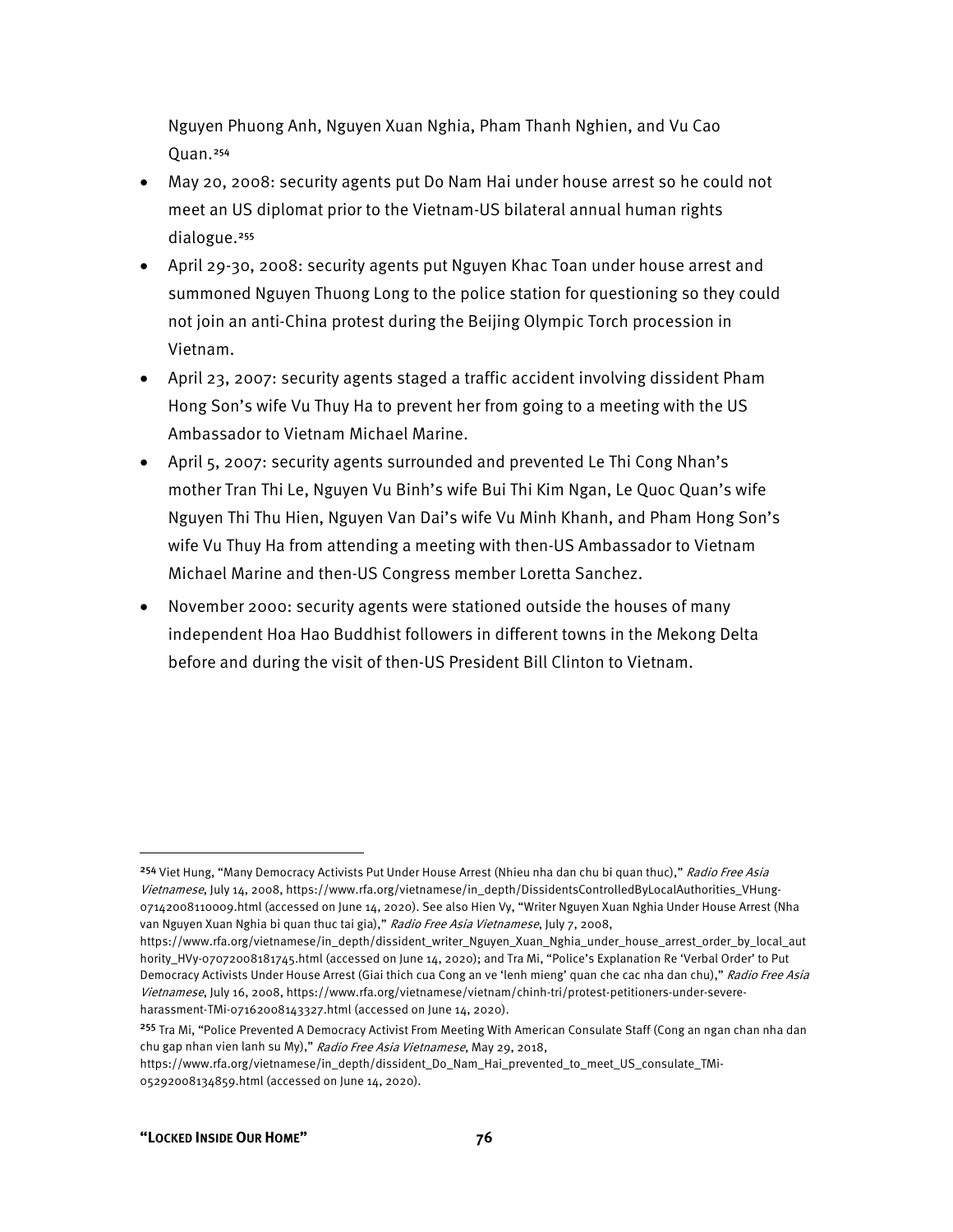Nguyen Phuong Anh, Nguyen Xuan Nghia, Pham Thanh Nghien, and Vu Cao Quan.[254]

- May 20, 2008: security agents put Do Nam Hai under house arrest so he could not meet an US diplomat prior to the Vietnam-US bilateral annual human rights dialogue.[255]
- April 29-30, 2008: security agents put Nguyen Khac Toan under house arrest and summoned Nguyen Thuong Long to the police station for questioning so they could not join an anti-China protest during the Beijing Olympic Torch procession in Vietnam.
- April 23, 2007: security agents staged a traffic accident involving dissident Pham Hong Son's wife Vu Thuy Ha to prevent her from going to a meeting with the US Ambassador to Vietnam Michael Marine.
- April 5, 2007: security agents surrounded and prevented Le Thi Cong Nhan's mother Tran Thi Le, Nguyen Vu Binh's wife Bui Thi Kim Ngan, Le Quoc Quan's wife Nguyen Thi Thu Hien, Nguyen Van Dai's wife Vu Minh Khanh, and Pham Hong Son's wife Vu Thuy Ha from attending a meeting with then-US Ambassador to Vietnam Michael Marine and then-US Congress member Loretta Sanchez.
- November 2000: security agents were stationed outside the houses of many independent Hoa Hao Buddhist followers in different towns in the Mekong Delta before and during the visit of then-US President Bill Clinton to Vietnam.

---

[254] Viet Hung, "Many Democracy Activists Put Under House Arrest (Nhieu nha dan chu bi quan thuc)," *Radio Free Asia Vietnamese*, July 14, 2008, https://www.rfa.org/vietnamese/in_depth/DissidentsControlledByLocalAuthorities_VHung-07142008110009.html (accessed on June 14, 2020). See also Hien Vy, "Writer Nguyen Xuan Nghia Under House Arrest (Nha van Nguyen Xuan Nghia bi quan thuc tai gia)," *Radio Free Asia Vietnamese*, July 7, 2008, https://www.rfa.org/vietnamese/in_depth/dissident_writer_Nguyen_Xuan_Nghia_under_house_arrest_order_by_local_authority_HVy-07072008181745.html (accessed on June 14, 2020); and Tra Mi, "Police's Explanation Re 'Verbal Order' to Put Democracy Activists Under House Arrest (Giai thich cua Cong an ve 'lenh mieng' quan che cac nha dan chu)," *Radio Free Asia Vietnamese*, July 16, 2008, https://www.rfa.org/vietnamese/vietnam/chinh-tri/protest-petitioners-under-severe-harassment-TMi-07162008143327.html (accessed on June 14, 2020).

[255] Tra Mi, "Police Prevented A Democracy Activist From Meeting With American Consulate Staff (Cong an ngan chan nha dan chu gap nhan vien lanh su My)," *Radio Free Asia Vietnamese*, May 29, 2018, https://www.rfa.org/vietnamese/in_depth/dissident_Do_Nam_Hai_prevented_to_meet_US_consulate_TMi-05292008134859.html (accessed on June 14, 2020).